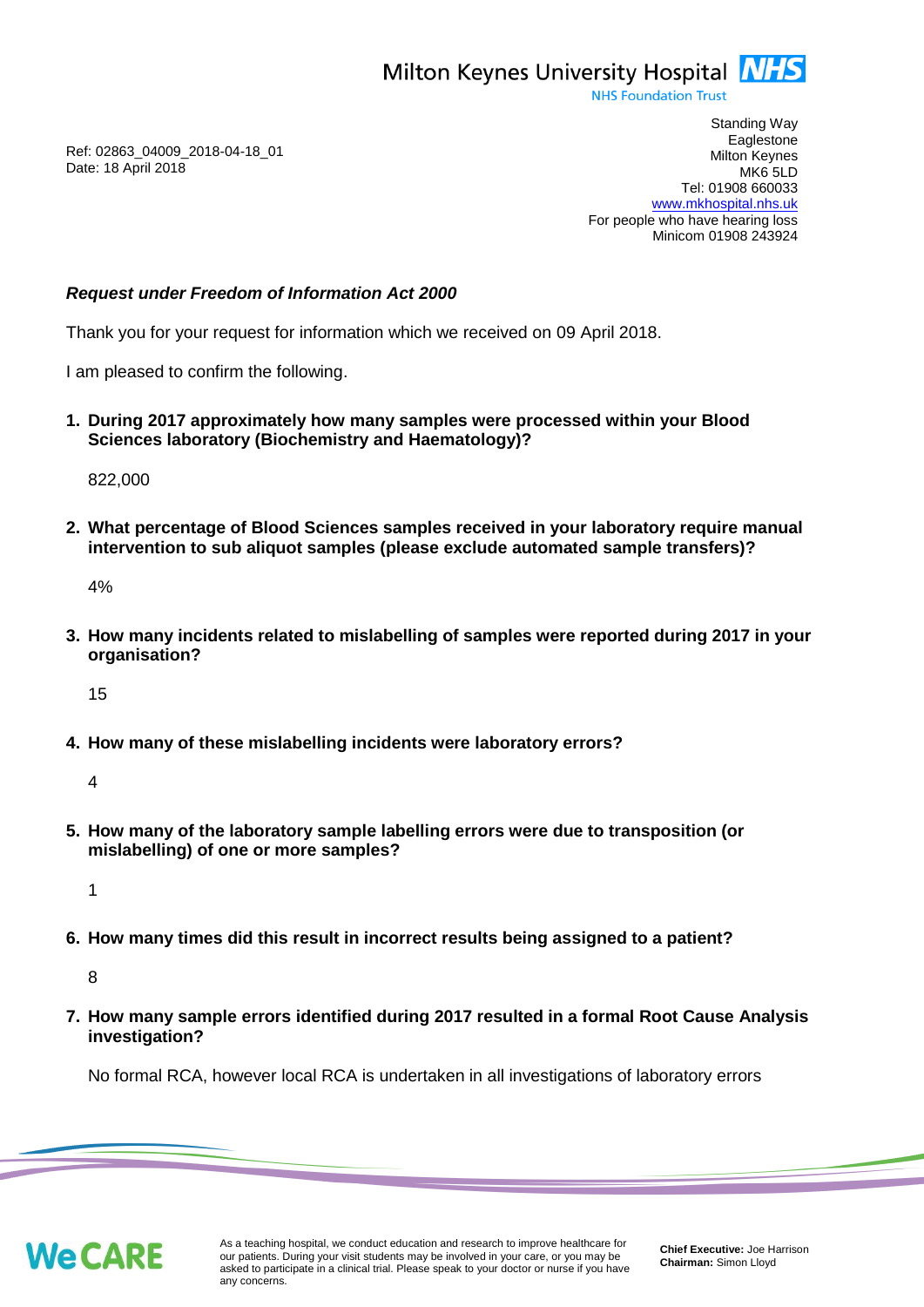Milton Keynes University Hospital **NHS**
NHS Foundation Trust

Standing Way
Eaglestone
Milton Keynes
MK6 5LD
Tel: 01908 660033
www.mkhospital.nhs.uk
For people who have hearing loss
Minicom 01908 243924

Ref: 02863_04009_2018-04-18_01
Date: 18 April 2018

***Request under Freedom of Information Act 2000***

Thank you for your request for information which we received on 09 April 2018.

I am pleased to confirm the following.

1. **During 2017 approximately how many samples were processed within your Blood Sciences laboratory (Biochemistry and Haematology)?**

   822,000

2. **What percentage of Blood Sciences samples received in your laboratory require manual intervention to sub aliquot samples (please exclude automated sample transfers)?**

   4%

3. **How many incidents related to mislabelling of samples were reported during 2017 in your organisation?**

   15

4. **How many of these mislabelling incidents were laboratory errors?**

   4

5. **How many of the laboratory sample labelling errors were due to transposition (or mislabelling) of one or more samples?**

   1

6. **How many times did this result in incorrect results being assigned to a patient?**

   8

7. **How many sample errors identified during 2017 resulted in a formal Root Cause Analysis investigation?**

   No formal RCA, however local RCA is undertaken in all investigations of laboratory errors

We CARE

As a teaching hospital, we conduct education and research to improve healthcare for our patients. During your visit students may be involved in your care, or you may be asked to participate in a clinical trial. Please speak to your doctor or nurse if you have any concerns.

**Chief Executive:** Joe Harrison
**Chairman:** Simon Lloyd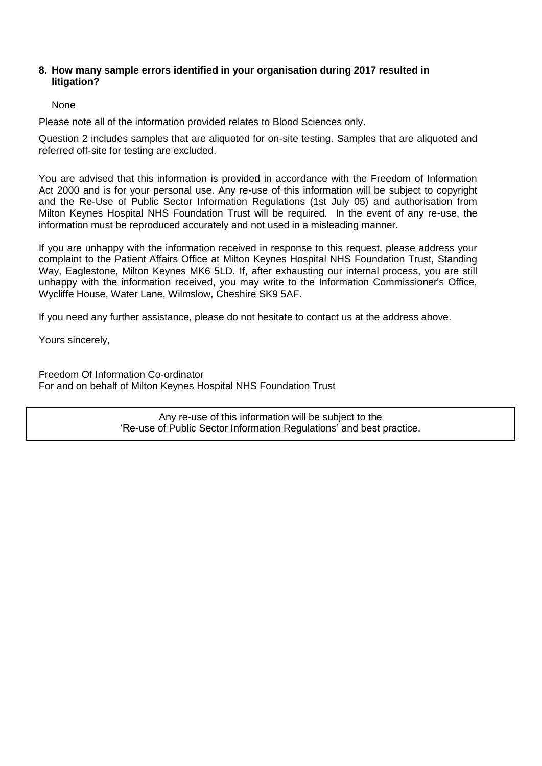8. **How many sample errors identified in your organisation during 2017 resulted in litigation?**

   None

Please note all of the information provided relates to Blood Sciences only.

Question 2 includes samples that are aliquoted for on-site testing. Samples that are aliquoted and referred off-site for testing are excluded.

You are advised that this information is provided in accordance with the Freedom of Information Act 2000 and is for your personal use. Any re-use of this information will be subject to copyright and the Re-Use of Public Sector Information Regulations (1st July 05) and authorisation from Milton Keynes Hospital NHS Foundation Trust will be required. In the event of any re-use, the information must be reproduced accurately and not used in a misleading manner.

If you are unhappy with the information received in response to this request, please address your complaint to the Patient Affairs Office at Milton Keynes Hospital NHS Foundation Trust, Standing Way, Eaglestone, Milton Keynes MK6 5LD. If, after exhausting our internal process, you are still unhappy with the information received, you may write to the Information Commissioner's Office, Wycliffe House, Water Lane, Wilmslow, Cheshire SK9 5AF.

If you need any further assistance, please do not hesitate to contact us at the address above.

Yours sincerely,

Freedom Of Information Co-ordinator
For and on behalf of Milton Keynes Hospital NHS Foundation Trust

Any re-use of this information will be subject to the
'Re-use of Public Sector Information Regulations' and best practice.